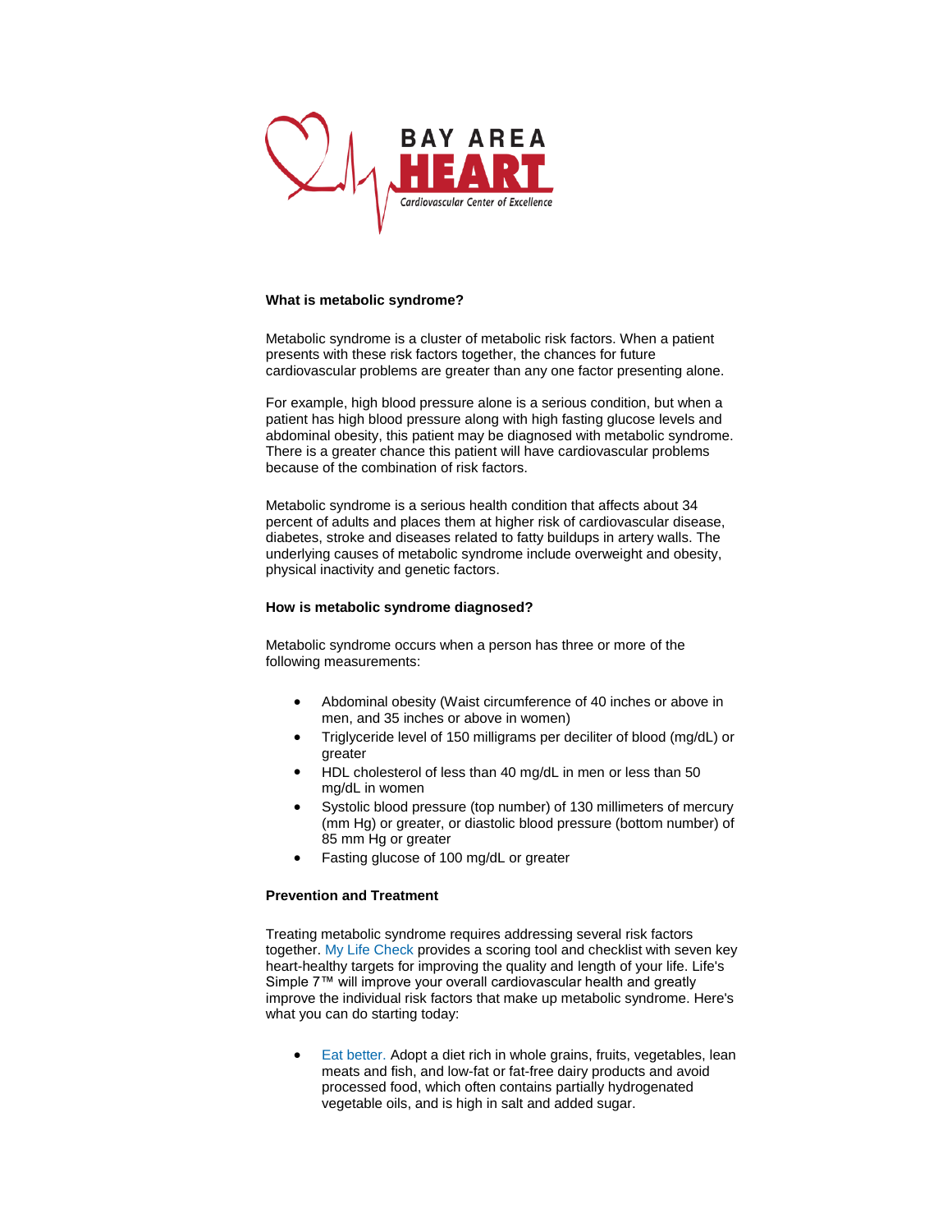BAY AREA
HEART
*Cardiovascular Center of Excellence*

**What is metabolic syndrome?**

Metabolic syndrome is a cluster of metabolic risk factors. When a patient presents with these risk factors together, the chances for future cardiovascular problems are greater than any one factor presenting alone.

For example, high blood pressure alone is a serious condition, but when a patient has high blood pressure along with high fasting glucose levels and abdominal obesity, this patient may be diagnosed with metabolic syndrome. There is a greater chance this patient will have cardiovascular problems because of the combination of risk factors.

Metabolic syndrome is a serious health condition that affects about 34 percent of adults and places them at higher risk of cardiovascular disease, diabetes, stroke and diseases related to fatty buildups in artery walls. The underlying causes of metabolic syndrome include overweight and obesity, physical inactivity and genetic factors.

**How is metabolic syndrome diagnosed?**

Metabolic syndrome occurs when a person has three or more of the following measurements:

- Abdominal obesity (Waist circumference of 40 inches or above in men, and 35 inches or above in women)
- Triglyceride level of 150 milligrams per deciliter of blood (mg/dL) or greater
- HDL cholesterol of less than 40 mg/dL in men or less than 50 mg/dL in women
- Systolic blood pressure (top number) of 130 millimeters of mercury (mm Hg) or greater, or diastolic blood pressure (bottom number) of 85 mm Hg or greater
- Fasting glucose of 100 mg/dL or greater

**Prevention and Treatment**

Treating metabolic syndrome requires addressing several risk factors together. My Life Check provides a scoring tool and checklist with seven key heart-healthy targets for improving the quality and length of your life. Life's Simple 7™ will improve your overall cardiovascular health and greatly improve the individual risk factors that make up metabolic syndrome. Here's what you can do starting today:

- Eat better. Adopt a diet rich in whole grains, fruits, vegetables, lean meats and fish, and low-fat or fat-free dairy products and avoid processed food, which often contains partially hydrogenated vegetable oils, and is high in salt and added sugar.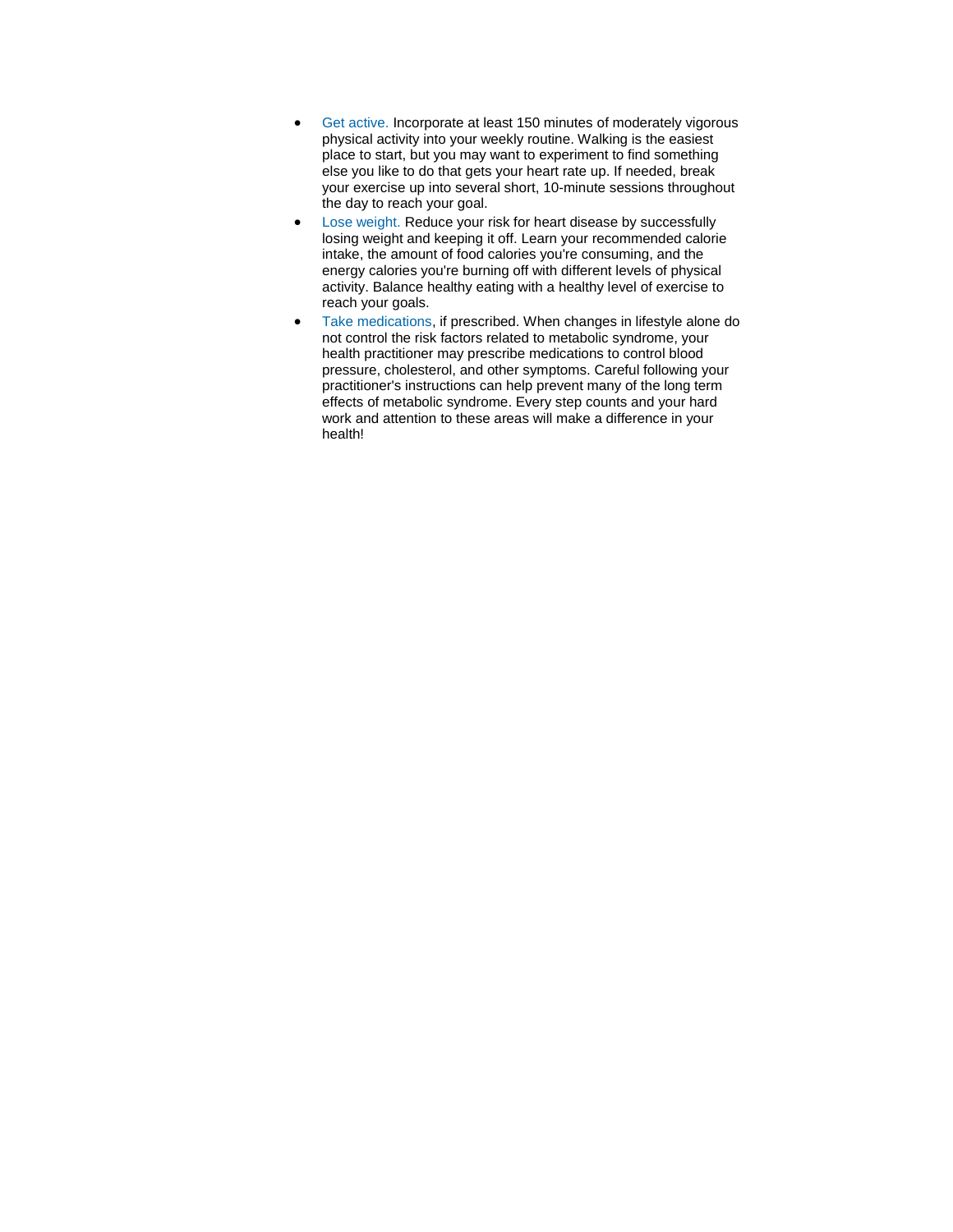- Get active. Incorporate at least 150 minutes of moderately vigorous physical activity into your weekly routine. Walking is the easiest place to start, but you may want to experiment to find something else you like to do that gets your heart rate up. If needed, break your exercise up into several short, 10-minute sessions throughout the day to reach your goal.
- Lose weight. Reduce your risk for heart disease by successfully losing weight and keeping it off. Learn your recommended calorie intake, the amount of food calories you're consuming, and the energy calories you're burning off with different levels of physical activity. Balance healthy eating with a healthy level of exercise to reach your goals.
- Take medications, if prescribed. When changes in lifestyle alone do not control the risk factors related to metabolic syndrome, your health practitioner may prescribe medications to control blood pressure, cholesterol, and other symptoms. Careful following your practitioner's instructions can help prevent many of the long term effects of metabolic syndrome. Every step counts and your hard work and attention to these areas will make a difference in your health!